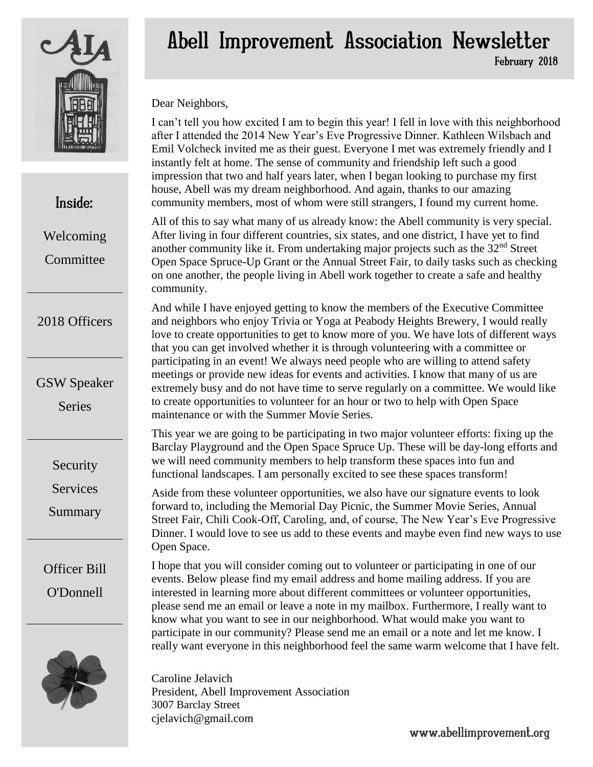# Abell Improvement Association Newsletter

February 2018

**Inside:**

- Welcoming Committee
- 2018 Officers
- GSW Speaker Series
- Security Services Summary
- Officer Bill O'Donnell

Dear Neighbors,

I can't tell you how excited I am to begin this year! I fell in love with this neighborhood after I attended the 2014 New Year's Eve Progressive Dinner. Kathleen Wilsbach and Emil Volcheck invited me as their guest. Everyone I met was extremely friendly and I instantly felt at home. The sense of community and friendship left such a good impression that two and half years later, when I began looking to purchase my first house, Abell was my dream neighborhood. And again, thanks to our amazing community members, most of whom were still strangers, I found my current home.

All of this to say what many of us already know: the Abell community is very special. After living in four different countries, six states, and one district, I have yet to find another community like it. From undertaking major projects such as the 32nd Street Open Space Spruce-Up Grant or the Annual Street Fair, to daily tasks such as checking on one another, the people living in Abell work together to create a safe and healthy community.

And while I have enjoyed getting to know the members of the Executive Committee and neighbors who enjoy Trivia or Yoga at Peabody Heights Brewery, I would really love to create opportunities to get to know more of you. We have lots of different ways that you can get involved whether it is through volunteering with a committee or participating in an event! We always need people who are willing to attend safety meetings or provide new ideas for events and activities. I know that many of us are extremely busy and do not have time to serve regularly on a committee. We would like to create opportunities to volunteer for an hour or two to help with Open Space maintenance or with the Summer Movie Series.

This year we are going to be participating in two major volunteer efforts: fixing up the Barclay Playground and the Open Space Spruce Up. These will be day-long efforts and we will need community members to help transform these spaces into fun and functional landscapes. I am personally excited to see these spaces transform!

Aside from these volunteer opportunities, we also have our signature events to look forward to, including the Memorial Day Picnic, the Summer Movie Series, Annual Street Fair, Chili Cook-Off, Caroling, and, of course, The New Year's Eve Progressive Dinner. I would love to see us add to these events and maybe even find new ways to use Open Space.

I hope that you will consider coming out to volunteer or participating in one of our events. Below please find my email address and home mailing address. If you are interested in learning more about different committees or volunteer opportunities, please send me an email or leave a note in my mailbox. Furthermore, I really want to know what you want to see in our neighborhood. What would make you want to participate in our community? Please send me an email or a note and let me know. I really want everyone in this neighborhood feel the same warm welcome that I have felt.

Caroline Jelavich
President, Abell Improvement Association
3007 Barclay Street
cjelavich@gmail.com

www.abellimprovement.org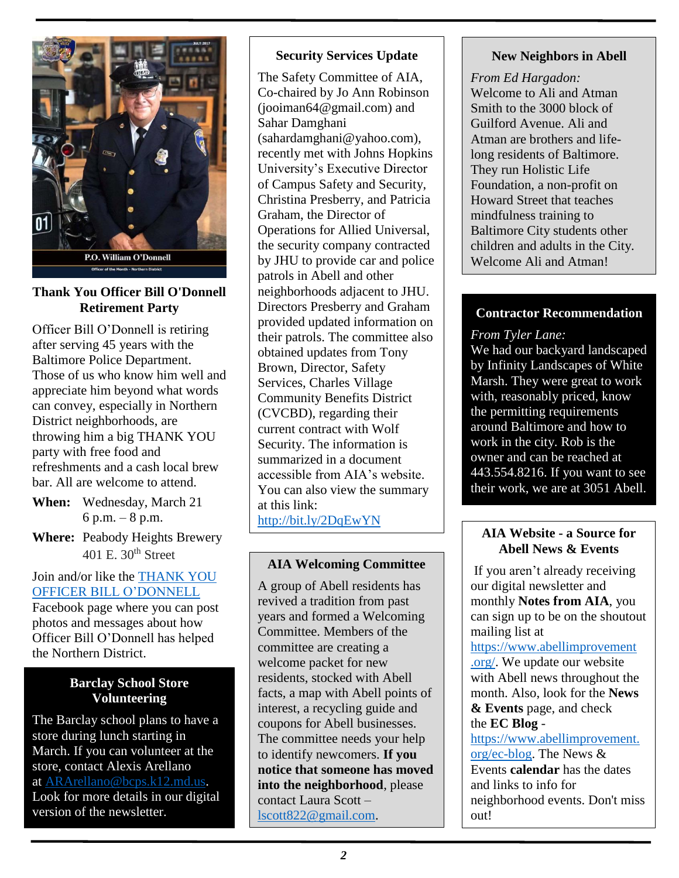P.O. William O'Donnell

Officer of the Month - Northern District

### Thank You Officer Bill O'Donnell Retirement Party

Officer Bill O'Donnell is retiring after serving 45 years with the Baltimore Police Department. Those of us who know him well and appreciate him beyond what words can convey, especially in Northern District neighborhoods, are throwing him a big THANK YOU party with free food and refreshments and a cash local brew bar. All are welcome to attend.

**When:** Wednesday, March 21
6 p.m. – 8 p.m.

**Where:** Peabody Heights Brewery
401 E. 30th Street

Join and/or like the THANK YOU OFFICER BILL O'DONNELL Facebook page where you can post photos and messages about how Officer Bill O'Donnell has helped the Northern District.

### Barclay School Store Volunteering

The Barclay school plans to have a store during lunch starting in March. If you can volunteer at the store, contact Alexis Arellano at ARArellano@bcps.k12.md.us. Look for more details in our digital version of the newsletter.

### Security Services Update

The Safety Committee of AIA, Co-chaired by Jo Ann Robinson (jooiman64@gmail.com) and Sahar Damghani (sahardamghani@yahoo.com), recently met with Johns Hopkins University's Executive Director of Campus Safety and Security, Christina Presberry, and Patricia Graham, the Director of Operations for Allied Universal, the security company contracted by JHU to provide car and police patrols in Abell and other neighborhoods adjacent to JHU. Directors Presberry and Graham provided updated information on their patrols. The committee also obtained updates from Tony Brown, Director, Safety Services, Charles Village Community Benefits District (CVCBD), regarding their current contract with Wolf Security. The information is summarized in a document accessible from AIA's website. You can also view the summary at this link: http://bit.ly/2DqEwYN

### AIA Welcoming Committee

A group of Abell residents has revived a tradition from past years and formed a Welcoming Committee. Members of the committee are creating a welcome packet for new residents, stocked with Abell facts, a map with Abell points of interest, a recycling guide and coupons for Abell businesses. The committee needs your help to identify newcomers. **If you notice that someone has moved into the neighborhood**, please contact Laura Scott – lscott822@gmail.com.

### New Neighbors in Abell

*From Ed Hargadon:*
Welcome to Ali and Atman Smith to the 3000 block of Guilford Avenue. Ali and Atman are brothers and life-long residents of Baltimore. They run Holistic Life Foundation, a non-profit on Howard Street that teaches mindfulness training to Baltimore City students other children and adults in the City. Welcome Ali and Atman!

### Contractor Recommendation

*From Tyler Lane:*
We had our backyard landscaped by Infinity Landscapes of White Marsh. They were great to work with, reasonably priced, know the permitting requirements around Baltimore and how to work in the city. Rob is the owner and can be reached at 443.554.8216. If you want to see their work, we are at 3051 Abell.

### AIA Website - a Source for Abell News & Events

If you aren't already receiving our digital newsletter and monthly **Notes from AIA**, you can sign up to be on the shoutout mailing list at https://www.abellimprovement.org/. We update our website with Abell news throughout the month. Also, look for the **News & Events** page, and check the **EC Blog** - https://www.abellimprovement.org/ec-blog. The News & Events **calendar** has the dates and links to info for neighborhood events. Don't miss out!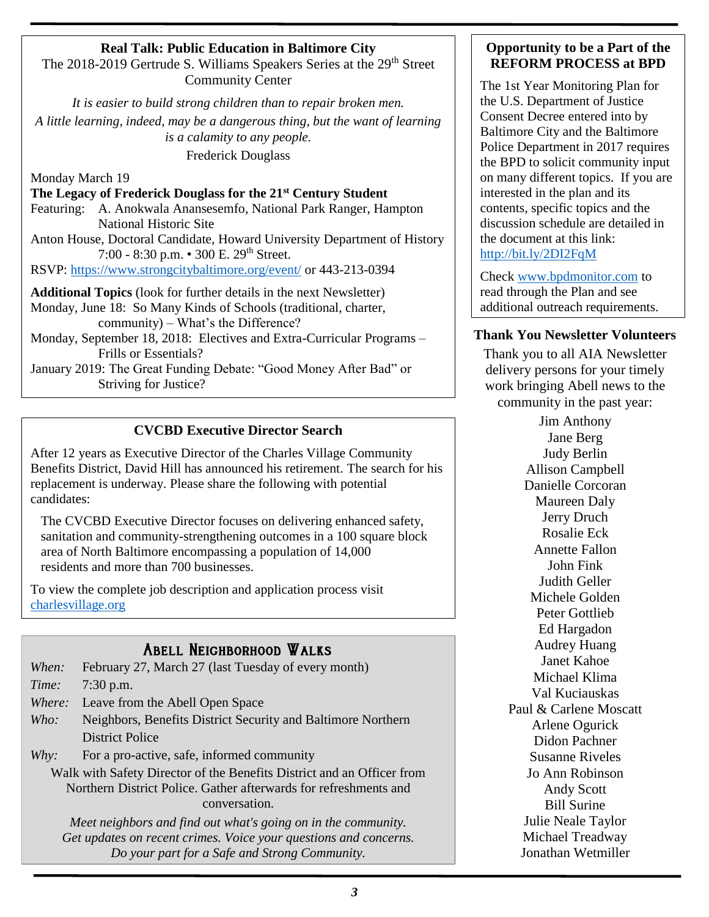## Real Talk: Public Education in Baltimore City

The 2018-2019 Gertrude S. Williams Speakers Series at the 29th Street Community Center

*It is easier to build strong children than to repair broken men.*

*A little learning, indeed, may be a dangerous thing, but the want of learning is a calamity to any people.*

Frederick Douglass

Monday March 19

**The Legacy of Frederick Douglass for the 21st Century Student**

Featuring: A. Anokwala Anansesemfo, National Park Ranger, Hampton National Historic Site

Anton House, Doctoral Candidate, Howard University Department of History

7:00 - 8:30 p.m. • 300 E. 29th Street.

RSVP: https://www.strongcitybaltimore.org/event/ or 443-213-0394

**Additional Topics** (look for further details in the next Newsletter)

Monday, June 18: So Many Kinds of Schools (traditional, charter, community) – What's the Difference?

Monday, September 18, 2018: Electives and Extra-Curricular Programs – Frills or Essentials?

January 2019: The Great Funding Debate: "Good Money After Bad" or Striving for Justice?

## CVCBD Executive Director Search

After 12 years as Executive Director of the Charles Village Community Benefits District, David Hill has announced his retirement. The search for his replacement is underway. Please share the following with potential candidates:

> The CVCBD Executive Director focuses on delivering enhanced safety, sanitation and community-strengthening outcomes in a 100 square block area of North Baltimore encompassing a population of 14,000 residents and more than 700 businesses.

To view the complete job description and application process visit charlesvillage.org

## Abell Neighborhood Walks

*When:* February 27, March 27 (last Tuesday of every month)

*Time:* 7:30 p.m.

*Where:* Leave from the Abell Open Space

*Who:* Neighbors, Benefits District Security and Baltimore Northern District Police

*Why:* For a pro-active, safe, informed community

Walk with Safety Director of the Benefits District and an Officer from Northern District Police. Gather afterwards for refreshments and conversation.

*Meet neighbors and find out what's going on in the community.*
*Get updates on recent crimes. Voice your questions and concerns.*
*Do your part for a Safe and Strong Community.*

## Opportunity to be a Part of the REFORM PROCESS at BPD

The 1st Year Monitoring Plan for the U.S. Department of Justice Consent Decree entered into by Baltimore City and the Baltimore Police Department in 2017 requires the BPD to solicit community input on many different topics. If you are interested in the plan and its contents, specific topics and the discussion schedule are detailed in the document at this link: http://bit.ly/2DI2FqM

Check www.bpdmonitor.com to read through the Plan and see additional outreach requirements.

## Thank You Newsletter Volunteers

Thank you to all AIA Newsletter delivery persons for your timely work bringing Abell news to the community in the past year:

Jim Anthony
Jane Berg
Judy Berlin
Allison Campbell
Danielle Corcoran
Maureen Daly
Jerry Druch
Rosalie Eck
Annette Fallon
John Fink
Judith Geller
Michele Golden
Peter Gottlieb
Ed Hargadon
Audrey Huang
Janet Kahoe
Michael Klima
Val Kuciauskas
Paul & Carlene Moscatt
Arlene Ogurick
Didon Pachner
Susanne Riveles
Jo Ann Robinson
Andy Scott
Bill Surine
Julie Neale Taylor
Michael Treadway
Jonathan Wetmiller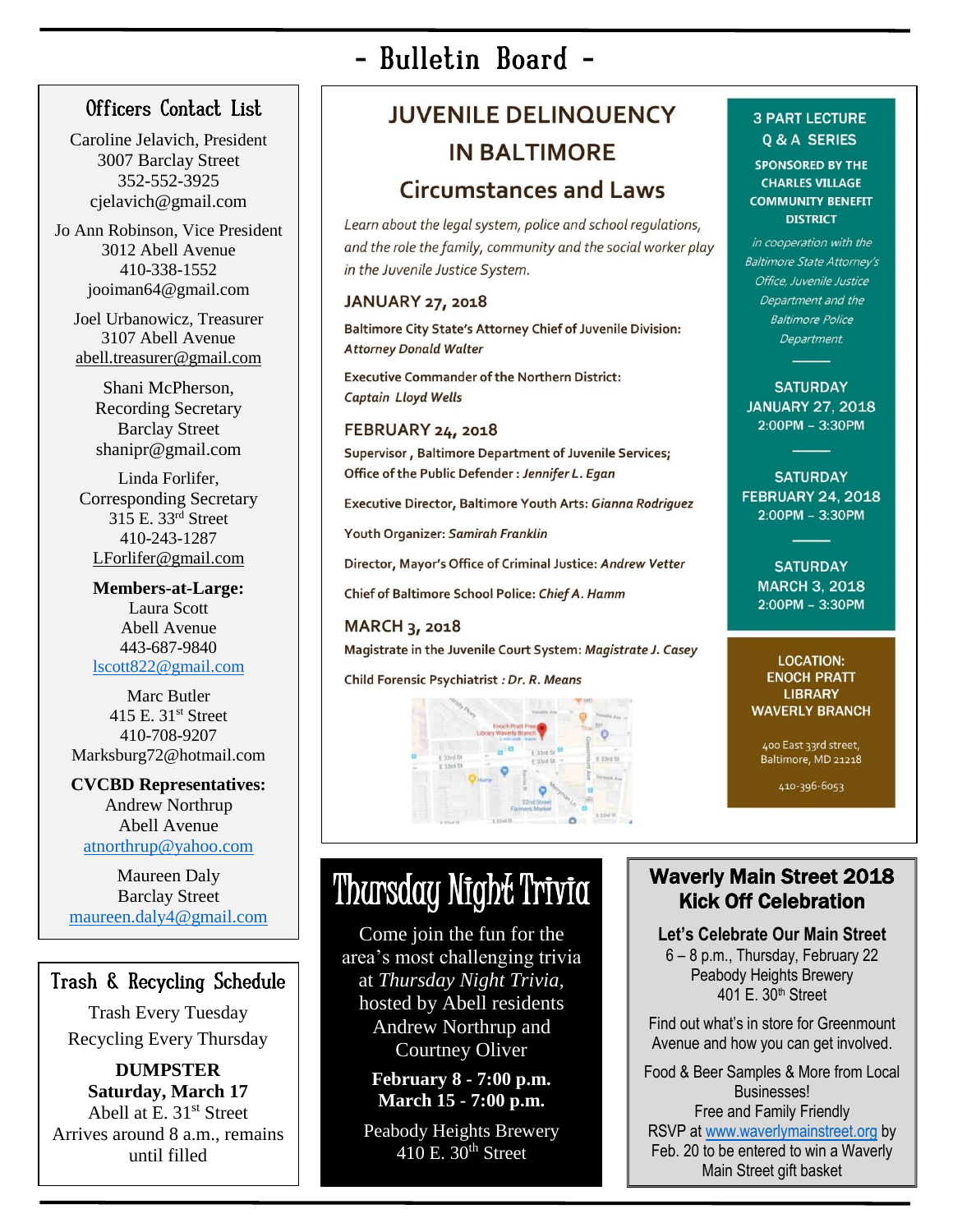# - Bulletin Board -

## Officers Contact List

Caroline Jelavich, President
3007 Barclay Street
352-552-3925
cjelavich@gmail.com

Jo Ann Robinson, Vice President
3012 Abell Avenue
410-338-1552
jooiman64@gmail.com

Joel Urbanowicz, Treasurer
3107 Abell Avenue
abell.treasurer@gmail.com

Shani McPherson,
Recording Secretary
Barclay Street
shanipr@gmail.com

Linda Forlifer,
Corresponding Secretary
315 E. 33rd Street
410-243-1287
LForlifer@gmail.com

**Members-at-Large:**
Laura Scott
Abell Avenue
443-687-9840
lscott822@gmail.com

Marc Butler
415 E. 31st Street
410-708-9207
Marksburg72@hotmail.com

**CVCBD Representatives:**
Andrew Northrup
Abell Avenue
atnorthrup@yahoo.com

Maureen Daly
Barclay Street
maureen.daly4@gmail.com

## Trash & Recycling Schedule

Trash Every Tuesday
Recycling Every Thursday

**DUMPSTER**
**Saturday, March 17**
Abell at E. 31st Street
Arrives around 8 a.m., remains until filled

## JUVENILE DELINQUENCY IN BALTIMORE

### Circumstances and Laws

*Learn about the legal system, police and school regulations, and the role the family, community and the social worker play in the Juvenile Justice System.*

**JANUARY 27, 2018**

Baltimore City State's Attorney Chief of Juvenile Division: *Attorney Donald Walter*

Executive Commander of the Northern District: *Captain Lloyd Wells*

**FEBRUARY 24, 2018**

Supervisor, Baltimore Department of Juvenile Services; Office of the Public Defender: *Jennifer L. Egan*

Executive Director, Baltimore Youth Arts: *Gianna Rodriguez*

Youth Organizer: *Samirah Franklin*

Director, Mayor's Office of Criminal Justice: *Andrew Vetter*

Chief of Baltimore School Police: *Chief A. Hamm*

**MARCH 3, 2018**

Magistrate in the Juvenile Court System: *Magistrate J. Casey*

Child Forensic Psychiatrist: *Dr. R. Means*

**3 PART LECTURE Q & A SERIES**

**SPONSORED BY THE CHARLES VILLAGE COMMUNITY BENEFIT DISTRICT**

*in cooperation with the Baltimore State Attorney's Office, Juvenile Justice Department and the Baltimore Police Department.*

**SATURDAY JANUARY 27, 2018**
2:00PM – 3:30PM

**SATURDAY FEBRUARY 24, 2018**
2:00PM – 3:30PM

**SATURDAY MARCH 3, 2018**
2:00PM – 3:30PM

**LOCATION: ENOCH PRATT LIBRARY WAVERLY BRANCH**

400 East 33rd street,
Baltimore, MD 21218

410-396-6053

## Thursday Night Trivia

Come join the fun for the area's most challenging trivia at *Thursday Night Trivia,* hosted by Abell residents Andrew Northrup and Courtney Oliver

**February 8 - 7:00 p.m.**
**March 15 - 7:00 p.m.**

Peabody Heights Brewery
410 E. 30th Street

## Waverly Main Street 2018 Kick Off Celebration

**Let's Celebrate Our Main Street**
6 – 8 p.m., Thursday, February 22
Peabody Heights Brewery
401 E. 30th Street

Find out what's in store for Greenmount Avenue and how you can get involved.

Food & Beer Samples & More from Local Businesses!
Free and Family Friendly
RSVP at www.waverlymainstreet.org by Feb. 20 to be entered to win a Waverly Main Street gift basket